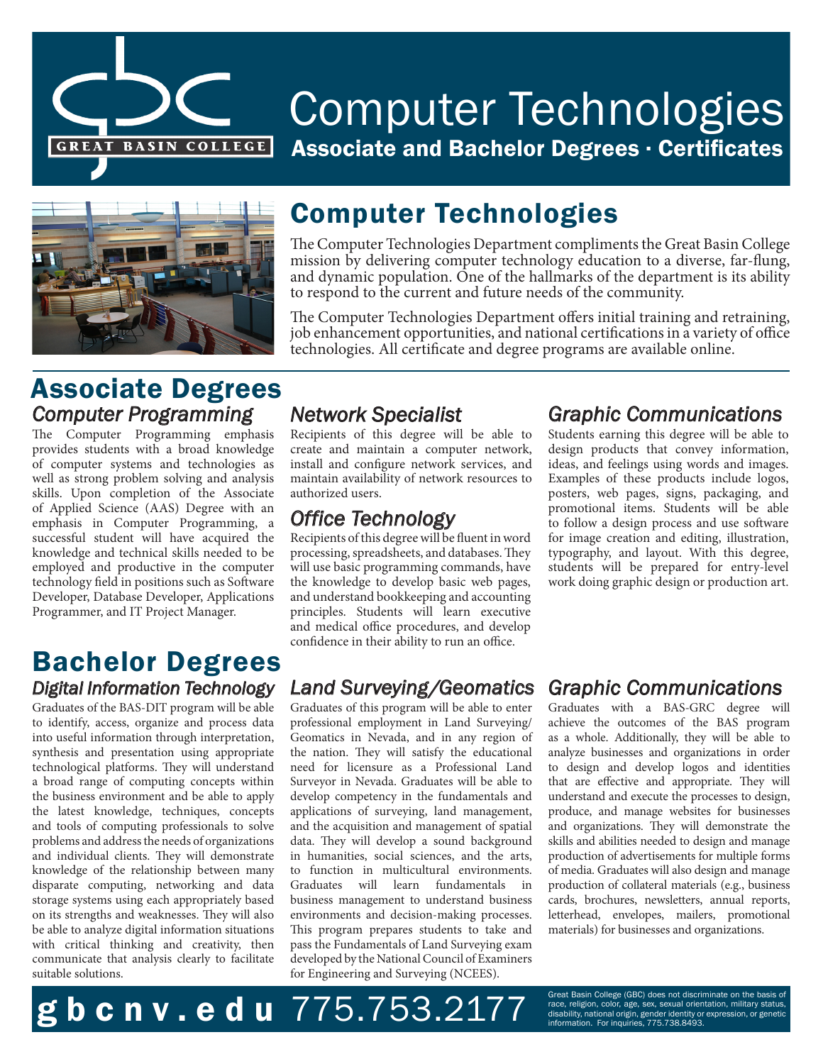# Computer Technologies

**Associate and Bachelor Degrees · Certificates**

GREAT BASIN COLLEGE

## Computer Technologies

The Computer Technologies Department compliments the Great Basin College mission by delivering computer technology education to a diverse, far-flung, and dynamic population. One of the hallmarks of the department is its ability to respond to the current and future needs of the community.

The Computer Technologies Department offers initial training and retraining, job enhancement opportunities, and national certifications in a variety of office technologies. All certificate and degree programs are available online.

## Associate Degrees

### *Computer Programming*

The Computer Programming emphasis provides students with a broad knowledge of computer systems and technologies as well as strong problem solving and analysis skills. Upon completion of the Associate of Applied Science (AAS) Degree with an emphasis in Computer Programming, a successful student will have acquired the knowledge and technical skills needed to be employed and productive in the computer technology field in positions such as Software Developer, Database Developer, Applications Programmer, and IT Project Manager.

### *Network Specialist*

Recipients of this degree will be able to create and maintain a computer network, install and configure network services, and maintain availability of network resources to authorized users.

### *Office Technology*

Recipients of this degree will be fluent in word processing, spreadsheets, and databases. They will use basic programming commands, have the knowledge to develop basic web pages, and understand bookkeeping and accounting principles. Students will learn executive and medical office procedures, and develop confidence in their ability to run an office.

### *Graphic Communications*

Students earning this degree will be able to design products that convey information, ideas, and feelings using words and images. Examples of these products include logos, posters, web pages, signs, packaging, and promotional items. Students will be able to follow a design process and use software for image creation and editing, illustration, typography, and layout. With this degree, students will be prepared for entry-level work doing graphic design or production art.

## Bachelor Degrees

### *Digital Information Technology*

Graduates of the BAS-DIT program will be able to identify, access, organize and process data into useful information through interpretation, synthesis and presentation using appropriate technological platforms. They will understand a broad range of computing concepts within the business environment and be able to apply the latest knowledge, techniques, concepts and tools of computing professionals to solve problems and address the needs of organizations and individual clients. They will demonstrate knowledge of the relationship between many disparate computing, networking and data storage systems using each appropriately based on its strengths and weaknesses. They will also be able to analyze digital information situations with critical thinking and creativity, then communicate that analysis clearly to facilitate suitable solutions.

### *Land Surveying/Geomatics*

Graduates of this program will be able to enter professional employment in Land Surveying/Geomatics in Nevada, and in any region of the nation. They will satisfy the educational need for licensure as a Professional Land Surveyor in Nevada. Graduates will be able to develop competency in the fundamentals and applications of surveying, land management, and the acquisition and management of spatial data. They will develop a sound background in humanities, social sciences, and the arts, to function in multicultural environments. Graduates will learn fundamentals in business management to understand business environments and decision-making processes. This program prepares students to take and pass the Fundamentals of Land Surveying exam developed by the National Council of Examiners for Engineering and Surveying (NCEES).

### *Graphic Communications*

Graduates with a BAS-GRC degree will achieve the outcomes of the BAS program as a whole. Additionally, they will be able to analyze businesses and organizations in order to design and develop logos and identities that are effective and appropriate. They will understand and execute the processes to design, produce, and manage websites for businesses and organizations. They will demonstrate the skills and abilities needed to design and manage production of advertisements for multiple forms of media. Graduates will also design and manage production of collateral materials (e.g., business cards, brochures, newsletters, annual reports, letterhead, envelopes, mailers, promotional materials) for businesses and organizations.

**gbcnv.edu** 775.753.2177

Great Basin College (GBC) does not discriminate on the basis of race, religion, color, age, sex, sexual orientation, military status, disability, national origin, gender identity or expression, or genetic information. For inquiries, 775.738.8493.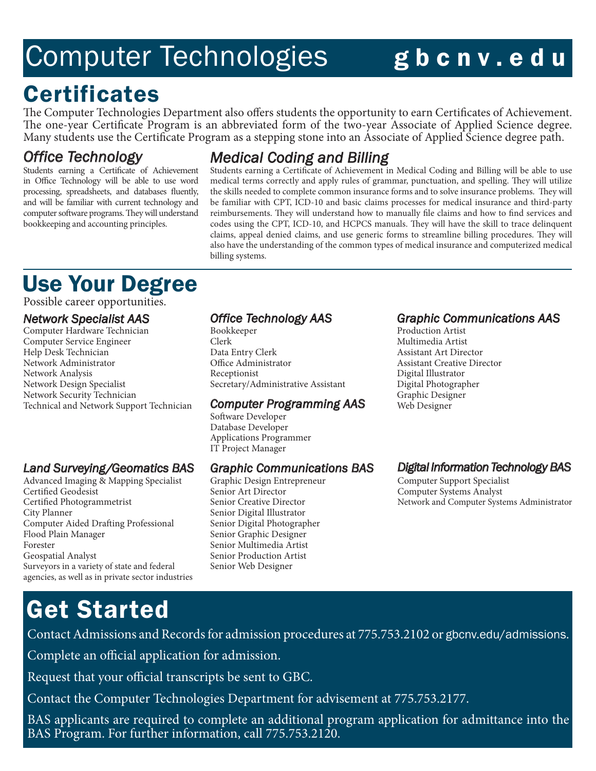# Computer Technologies **gbcnv.edu**

## Certificates

The Computer Technologies Department also offers students the opportunity to earn Certificates of Achievement. The one-year Certificate Program is an abbreviated form of the two-year Associate of Applied Science degree. Many students use the Certificate Program as a stepping stone into an Associate of Applied Science degree path.

### *Office Technology*

Students earning a Certificate of Achievement in Office Technology will be able to use word processing, spreadsheets, and databases fluently, and will be familiar with current technology and computer software programs. They will understand bookkeeping and accounting principles.

### *Medical Coding and Billing*

Students earning a Certificate of Achievement in Medical Coding and Billing will be able to use medical terms correctly and apply rules of grammar, punctuation, and spelling. They will utilize the skills needed to complete common insurance forms and to solve insurance problems. They will be familiar with CPT, ICD-10 and basic claims processes for medical insurance and third-party reimbursements. They will understand how to manually file claims and how to find services and codes using the CPT, ICD-10, and HCPCS manuals. They will have the skill to trace delinquent claims, appeal denied claims, and use generic forms to streamline billing procedures. They will also have the understanding of the common types of medical insurance and computerized medical billing systems.

## Use Your Degree

Possible career opportunities.

### *Network Specialist AAS*

Computer Hardware Technician
Computer Service Engineer
Help Desk Technician
Network Administrator
Network Analysis
Network Design Specialist
Network Security Technician
Technical and Network Support Technician

### *Office Technology AAS*

Bookkeeper
Clerk
Data Entry Clerk
Office Administrator
Receptionist
Secretary/Administrative Assistant

### *Computer Programming AAS*

Software Developer
Database Developer
Applications Programmer
IT Project Manager

### *Graphic Communications AAS*

Production Artist
Multimedia Artist
Assistant Art Director
Assistant Creative Director
Digital Illustrator
Digital Photographer
Graphic Designer
Web Designer

### *Land Surveying/Geomatics BAS*

Advanced Imaging & Mapping Specialist
Certified Geodesist
Certified Photogrammetrist
City Planner
Computer Aided Drafting Professional
Flood Plain Manager
Forester
Geospatial Analyst
Surveyors in a variety of state and federal agencies, as well as in private sector industries

### *Graphic Communications BAS*

Graphic Design Entrepreneur
Senior Art Director
Senior Creative Director
Senior Digital Illustrator
Senior Digital Photographer
Senior Graphic Designer
Senior Multimedia Artist
Senior Production Artist
Senior Web Designer

### *Digital Information Technology BAS*

Computer Support Specialist
Computer Systems Analyst
Network and Computer Systems Administrator

## Get Started

Contact Admissions and Records for admission procedures at 775.753.2102 or gbcnv.edu/admissions.

Complete an official application for admission.

Request that your official transcripts be sent to GBC.

Contact the Computer Technologies Department for advisement at 775.753.2177.

BAS applicants are required to complete an additional program application for admittance into the BAS Program. For further information, call 775.753.2120.